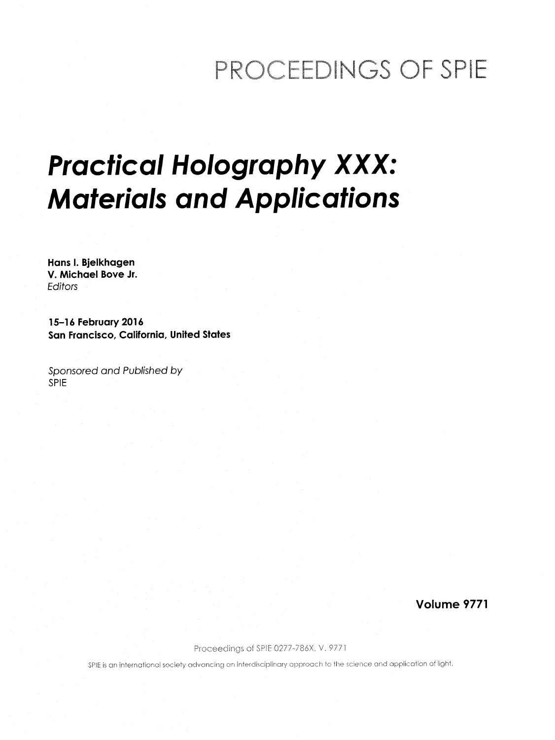# PROCEEDINGS OF SPIE

# *Practical Holography XXX: Materials and Applications*

**Hans I. Bjelkhagen**
**V. Michael Bove Jr.**
*Editors*

**15–16 February 2016**
**San Francisco, California, United States**

*Sponsored and Published by*
SPIE

**Volume 9771**

Proceedings of SPIE 0277-786X, V. 9771

SPIE is an international society advancing an interdisciplinary approach to the science and application of light.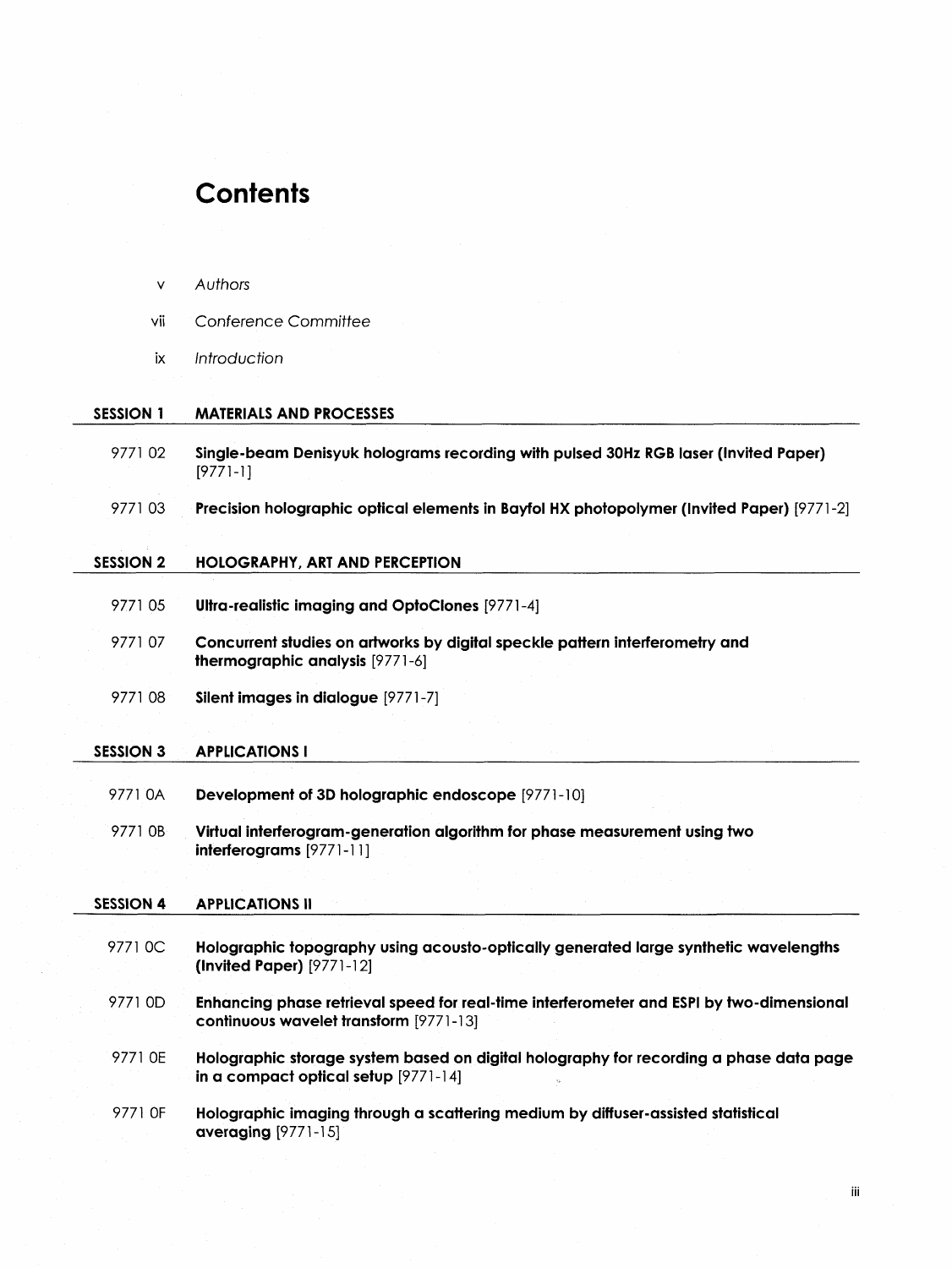# Contents

- v *Authors*
- vii *Conference Committee*
- ix *Introduction*

## SESSION 1 MATERIALS AND PROCESSES

9771 02 **Single-beam Denisyuk holograms recording with pulsed 30Hz RGB laser (Invited Paper)** [9771-1]

9771 03 **Precision holographic optical elements in Bayfol HX photopolymer (Invited Paper)** [9771-2]

## SESSION 2 HOLOGRAPHY, ART AND PERCEPTION

9771 05 **Ultra-realistic imaging and OptoClones** [9771-4]

9771 07 **Concurrent studies on artworks by digital speckle pattern interferometry and thermographic analysis** [9771-6]

9771 08 **Silent images in dialogue** [9771-7]

## SESSION 3 APPLICATIONS I

9771 0A **Development of 3D holographic endoscope** [9771-10]

9771 0B **Virtual interferogram-generation algorithm for phase measurement using two interferograms** [9771-11]

## SESSION 4 APPLICATIONS II

9771 0C **Holographic topography using acousto-optically generated large synthetic wavelengths (Invited Paper)** [9771-12]

9771 0D **Enhancing phase retrieval speed for real-time interferometer and ESPI by two-dimensional continuous wavelet transform** [9771-13]

9771 0E **Holographic storage system based on digital holography for recording a phase data page in a compact optical setup** [9771-14]

9771 0F **Holographic imaging through a scattering medium by diffuser-assisted statistical averaging** [9771-15]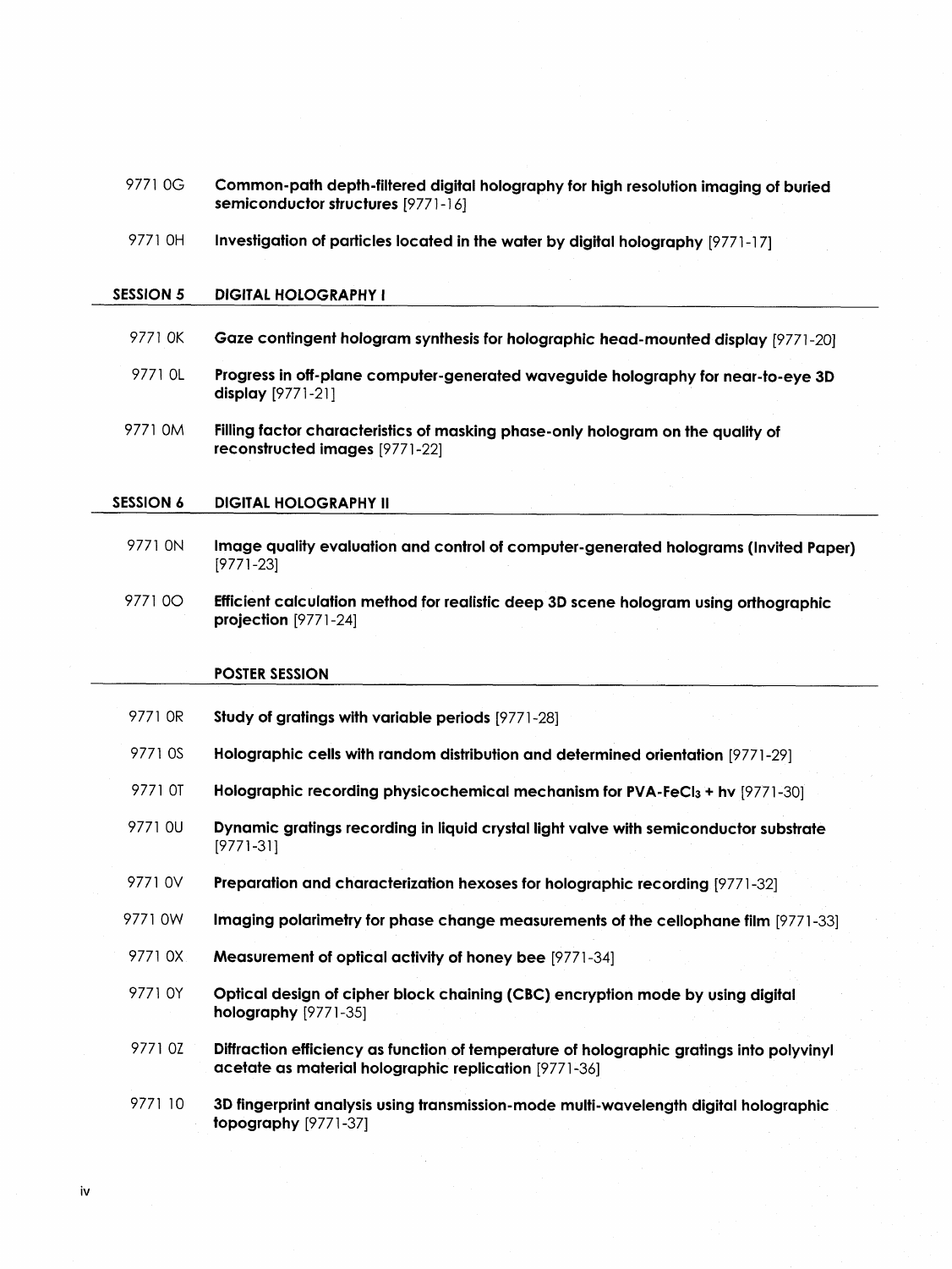| | | |
|---|---|---|
| 9771 0G | **Common-path depth-filtered digital holography for high resolution imaging of buried semiconductor structures** [9771-16] |
| 9771 0H | **Investigation of particles located in the water by digital holography** [9771-17] |

## SESSION 5 DIGITAL HOLOGRAPHY I

| | |
|---|---|
| 9771 0K | **Gaze contingent hologram synthesis for holographic head-mounted display** [9771-20] |
| 9771 0L | **Progress in off-plane computer-generated waveguide holography for near-to-eye 3D display** [9771-21] |
| 9771 0M | **Filling factor characteristics of masking phase-only hologram on the quality of reconstructed images** [9771-22] |

## SESSION 6 DIGITAL HOLOGRAPHY II

| | |
|---|---|
| 9771 0N | **Image quality evaluation and control of computer-generated holograms (Invited Paper)** [9771-23] |
| 9771 0O | **Efficient calculation method for realistic deep 3D scene hologram using orthographic projection** [9771-24] |

## POSTER SESSION

| | |
|---|---|
| 9771 0R | **Study of gratings with variable periods** [9771-28] |
| 9771 0S | **Holographic cells with random distribution and determined orientation** [9771-29] |
| 9771 0T | **Holographic recording physicochemical mechanism for PVA-$FeCl_3$ + hv** [9771-30] |
| 9771 0U | **Dynamic gratings recording in liquid crystal light valve with semiconductor substrate** [9771-31] |
| 9771 0V | **Preparation and characterization hexoses for holographic recording** [9771-32] |
| 9771 0W | **Imaging polarimetry for phase change measurements of the cellophane film** [9771-33] |
| 9771 0X | **Measurement of optical activity of honey bee** [9771-34] |
| 9771 0Y | **Optical design of cipher block chaining (CBC) encryption mode by using digital holography** [9771-35] |
| 9771 0Z | **Diffraction efficiency as function of temperature of holographic gratings into polyvinyl acetate as material holographic replication** [9771-36] |
| 9771 10 | **3D fingerprint analysis using transmission-mode multi-wavelength digital holographic topography** [9771-37] |